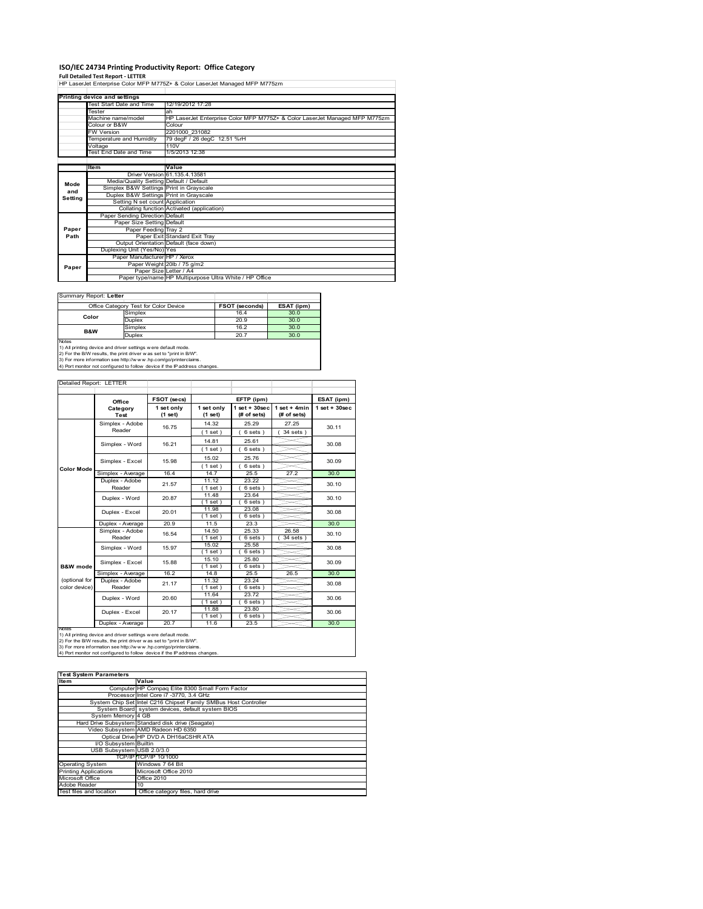# ISO/IEC 24734 Printing Productivity Report: Office Category

**Full Detailed Test Report - LETTER**

HP LaserJet Enterprise Color MFP M775Z+ & Color LaserJet Managed MFP M775zm

| Printing device and settings | |
|---|---|
| Test Start Date and Time | 12/19/2012 17:28 |
| Tester | ah |
| Machine name/model | HP LaserJet Enterprise Color MFP M775Z+ & Color LaserJet Managed MFP M775zm |
| Colour or B&W | Colour |
| FW Version | 2201000_231082 |
| Temperature and Humidity | 79 degF / 26 degC 12.51 %rH |
| Voltage | 110V |
| Test End Date and Time | 1/5/2013 12:38 |

| | Item | Value |
|---|---|---|
| Mode and Setting | Driver Version | 61.135.4.13581 |
| | Media/Quality Setting | Default / Default |
| | Simplex B&W Settings | Print in Grayscale |
| | Duplex B&W Settings | Print in Grayscale |
| | Setting N set count | Application |
| | Collating function | Activated (application) |
| Paper Path | Paper Sending Direction | Default |
| | Paper Size Setting | Default |
| | Paper Feeding | Tray 2 |
| | Paper Exit | Standard Exit Tray |
| | Output Orientation | Default (face down) |
| | Duplexing Unit (Yes/No) | Yes |
| Paper | Paper Manufacturer | HP / Xerox |
| | Paper Weight | 20lb / 75 g/m2 |
| | Paper Size | Letter / A4 |
| | Paper type/name | HP Multipurpose Ultra White / HP Office |

Summary Report: **Letter**

| Office Category Test for Color Device | | FSOT (seconds) | ESAT (ipm) |
|---|---|---|---|
| Color | Simplex | 16.4 | 30.0 |
| | Duplex | 20.9 | 30.0 |
| B&W | Simplex | 16.2 | 30.0 |
| | Duplex | 20.7 | 30.0 |

Notes
1) All printing device and driver settings were default mode.
2) For the B/W results, the print driver was set to "print in B/W".
3) For more information see http://www.hp.com/go/printerclaims.
4) Port monitor not configured to follow device if the IP address changes.

Detailed Report: LETTER

| | Office Category Test | FSOT (secs) | EFTP (ipm) | | | ESAT (ipm) |
|---|---|---|---|---|---|---|
| | | 1 set only (1 set) | 1 set only (1 set) | 1 set + 30sec (# of sets) | 1 set + 4min (# of sets) | 1 set + 30sec |
| Color Mode | Simplex - Adobe Reader | 16.75 | 14.32 (1 set) | 25.29 (6 sets) | 27.25 (34 sets) | 30.11 |
| | Simplex - Word | 16.21 | 14.81 (1 set) | 25.61 (6 sets) | | 30.08 |
| | Simplex - Excel | 15.98 | 15.02 (1 set) | 25.76 (6 sets) | | 30.09 |
| | Simplex - Average | 16.4 | 14.7 | 25.5 | 27.2 | 30.0 |
| | Duplex - Adobe Reader | 21.57 | 11.12 (1 set) | 23.22 (6 sets) | | 30.10 |
| | Duplex - Word | 20.87 | 11.48 (1 set) | 23.64 (6 sets) | | 30.10 |
| | Duplex - Excel | 20.01 | 11.98 (1 set) | 23.08 (6 sets) | | 30.08 |
| | Duplex - Average | 20.9 | 11.5 | 23.3 | | 30.0 |
| B&W mode (optional for color device) | Simplex - Adobe Reader | 16.54 | 14.50 (1 set) | 25.33 (6 sets) | 26.58 (34 sets) | 30.10 |
| | Simplex - Word | 15.97 | 15.02 (1 set) | 25.58 (6 sets) | | 30.08 |
| | Simplex - Excel | 15.88 | 15.10 (1 set) | 25.80 (6 sets) | | 30.09 |
| | Simplex - Average | 16.2 | 14.8 | 25.5 | 26.5 | 30.0 |
| | Duplex - Adobe Reader | 21.17 | 11.32 (1 set) | 23.24 (6 sets) | | 30.08 |
| | Duplex - Word | 20.60 | 11.64 (1 set) | 23.72 (6 sets) | | 30.06 |
| | Duplex - Excel | 20.17 | 11.88 (1 set) | 23.80 (6 sets) | | 30.06 |
| | Duplex - Average | 20.7 | 11.6 | 23.5 | | 30.0 |

Notes
1) All printing device and driver settings were default mode.
2) For the B/W results, the print driver was set to "print in B/W".
3) For more information see http://www.hp.com/go/printerclaims.
4) Port monitor not configured to follow device if the IP address changes.

| Test System Parameters | |
|---|---|
| Item | Value |
| Computer | HP Compaq Elite 8300 Small Form Factor |
| Processor | Intel Core i7 -3770, 3.4 GHz |
| System Chip Set | Intel C216 Chipset Family SMBus Host Controller |
| System Board | system devices, default system BIOS |
| System Memory | 4 GB |
| Hard Drive Subsystem | Standard disk drive (Seagate) |
| Video Subsystem | AMD Radeon HD 6350 |
| Optical Drive | HP DVD A DH16aCSHR ATA |
| I/O Subsystem | Builtin |
| USB Subsystem | USB 2.0/3.0 |
| TCP/IP | TCP/IP 10/1000 |
| Operating System | Windows 7 64 Bit |
| Printing Applications | Microsoft Office 2010 |
| Microsoft Office | Office 2010 |
| Adobe Reader | 10 |
| Test files and location | Office category files, hard drive |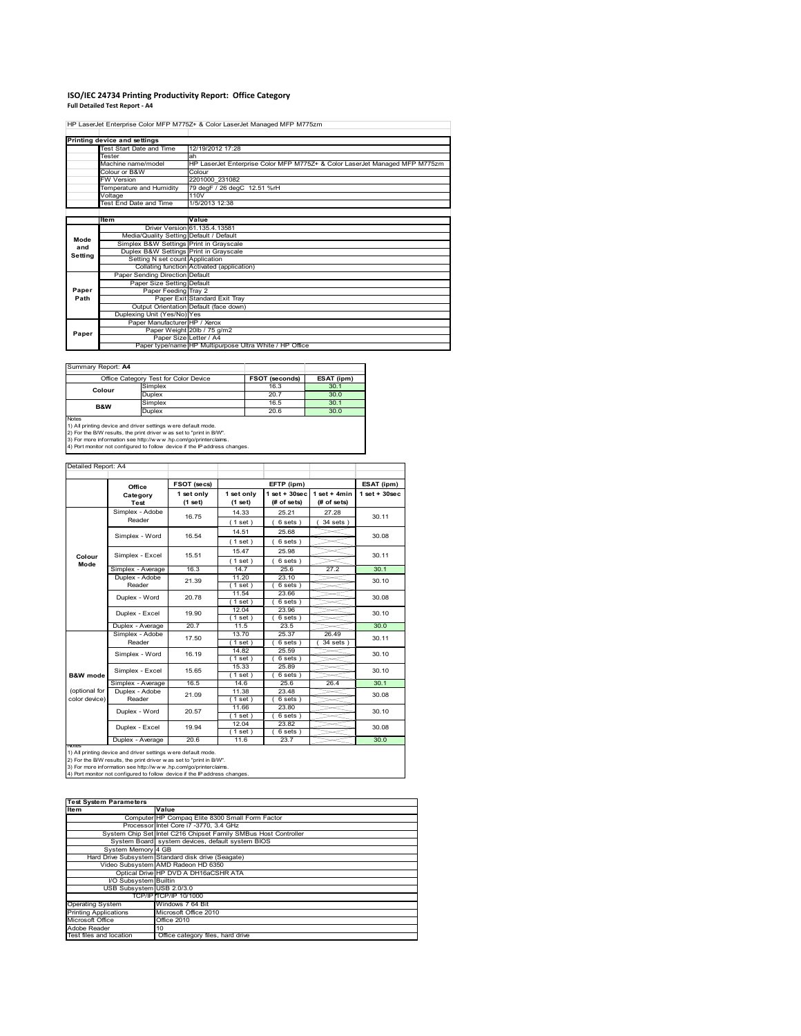# ISO/IEC 24734 Printing Productivity Report: Office Category

**Full Detailed Test Report - A4**

HP LaserJet Enterprise Color MFP M775Z+ & Color LaserJet Managed MFP M775zm

| Printing device and settings | |
|---|---|
| Test Start Date and Time | 12/19/2012 17:28 |
| Tester | ah |
| Machine name/model | HP LaserJet Enterprise Color MFP M775Z+ & Color LaserJet Managed MFP M775zm |
| Colour or B&W | Colour |
| FW Version | 2201000_231082 |
| Temperature and Humidity | 79 degF / 26 degC 12.51 %rH |
| Voltage | 110V |
| Test End Date and Time | 1/5/2013 12:38 |

| | Item | Value |
|---|---|---|
| Mode and Setting | Driver Version | 61.135.4.13581 |
| | Media/Quality Setting | Default / Default |
| | Simplex B&W Settings | Print in Grayscale |
| | Duplex B&W Settings | Print in Grayscale |
| | Setting N set count | Application |
| | Collating function | Activated (application) |
| Paper Path | Paper Sending Direction | Default |
| | Paper Size Setting | Default |
| | Paper Feeding | Tray 2 |
| | Paper Exit | Standard Exit Tray |
| | Output Orientation | Default (face down) |
| | Duplexing Unit (Yes/No) | Yes |
| Paper | Paper Manufacturer | HP / Xerox |
| | Paper Weight | 20lb / 75 g/m2 |
| | Paper Size | Letter / A4 |
| | Paper type/name | HP Multipurpose Ultra White / HP Office |

Summary Report: **A4**

| Office Category Test for Color Device | | FSOT (seconds) | ESAT (ipm) |
|---|---|---|---|
| Colour | Simplex | 16.3 | 30.1 |
| | Duplex | 20.7 | 30.0 |
| B&W | Simplex | 16.5 | 30.1 |
| | Duplex | 20.6 | 30.0 |

Notes
1) All printing device and driver settings were default mode.
2) For the B/W results, the print driver was set to "print in B/W".
3) For more information see http://www.hp.com/go/printerclaims.
4) Port monitor not configured to follow device if the IP address changes.

Detailed Report: A4

| | Office Category Test | FSOT (secs) 1 set only (1 set) | EFTP (ipm) 1 set only (1 set) | EFTP (ipm) 1 set + 30sec (# of sets) | EFTP (ipm) 1 set + 4min (# of sets) | ESAT (ipm) 1 set + 30sec |
|---|---|---|---|---|---|---|
| Colour Mode | Simplex - Adobe Reader | 16.75 | 14.33 (1 set) | 25.21 (6 sets) | 27.28 (34 sets) | 30.11 |
| | Simplex - Word | 16.54 | 14.51 (1 set) | 25.68 (6 sets) | | 30.08 |
| | Simplex - Excel | 15.51 | 15.47 (1 set) | 25.98 (6 sets) | | 30.11 |
| | Simplex - Average | 16.3 | 14.7 | 25.6 | 27.2 | 30.1 |
| | Duplex - Adobe Reader | 21.39 | 11.20 (1 set) | 23.10 (6 sets) | | 30.10 |
| | Duplex - Word | 20.78 | 11.54 (1 set) | 23.66 (6 sets) | | 30.08 |
| | Duplex - Excel | 19.90 | 12.04 (1 set) | 23.96 (6 sets) | | 30.10 |
| | Duplex - Average | 20.7 | 11.5 | 23.5 | | 30.0 |
| B&W mode (optional for color device) | Simplex - Adobe Reader | 17.50 | 13.70 (1 set) | 25.37 (6 sets) | 26.49 (34 sets) | 30.11 |
| | Simplex - Word | 16.19 | 14.82 (1 set) | 25.59 (6 sets) | | 30.10 |
| | Simplex - Excel | 15.65 | 15.33 (1 set) | 25.89 (6 sets) | | 30.10 |
| | Simplex - Average | 16.5 | 14.6 | 25.6 | 26.4 | 30.1 |
| | Duplex - Adobe Reader | 21.09 | 11.38 (1 set) | 23.48 (6 sets) | | 30.08 |
| | Duplex - Word | 20.57 | 11.66 (1 set) | 23.80 (6 sets) | | 30.10 |
| | Duplex - Excel | 19.94 | 12.04 (1 set) | 23.82 (6 sets) | | 30.08 |
| | Duplex - Average | 20.6 | 11.6 | 23.7 | | 30.0 |

Notes
1) All printing device and driver settings were default mode.
2) For the B/W results, the print driver was set to "print in B/W".
3) For more information see http://www.hp.com/go/printerclaims.
4) Port monitor not configured to follow device if the IP address changes.

| Test System Parameters | |
|---|---|
| **Item** | **Value** |
| Computer | HP Compaq Elite 8300 Small Form Factor |
| Processor | Intel Core i7 -3770, 3.4 GHz |
| System Chip Set | Intel C216 Chipset Family SMBus Host Controller |
| System Board | system devices, default system BIOS |
| System Memory | 4 GB |
| Hard Drive Subsystem | Standard disk drive (Seagate) |
| Video Subsystem | AMD Radeon HD 6350 |
| Optical Drive | HP DVD A DH16aCSHR ATA |
| I/O Subsystem | Builtin |
| USB Subsystem | USB 2.0/3.0 |
| TCP/IP | TCP/IP 10/1000 |
| Operating System | Windows 7 64 Bit |
| Printing Applications | Microsoft Office 2010 |
| Microsoft Office | Office 2010 |
| Adobe Reader | 10 |
| Test files and location | Office category files, hard drive |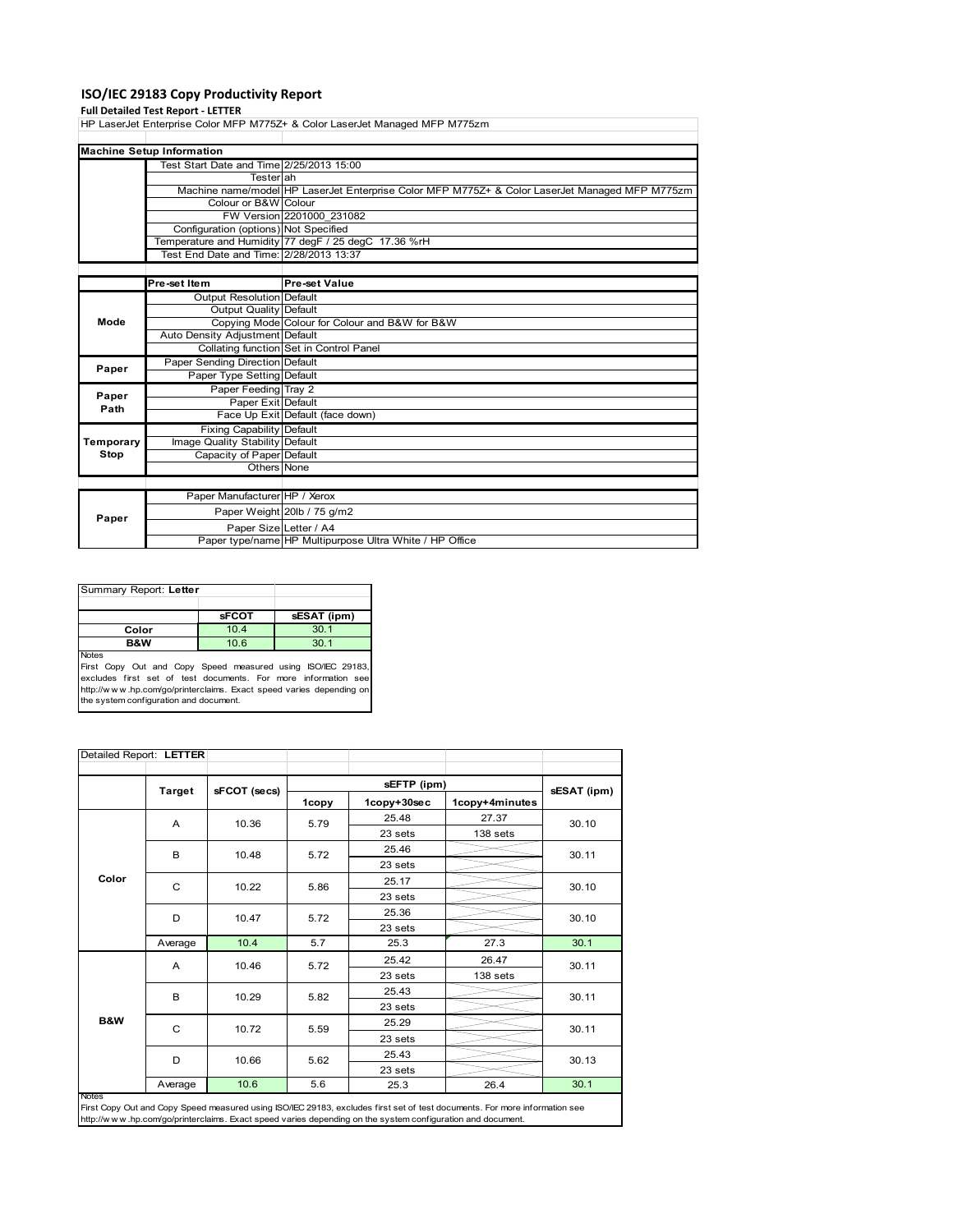# ISO/IEC 29183 Copy Productivity Report

**Full Detailed Test Report - LETTER**

HP LaserJet Enterprise Color MFP M775Z+ & Color LaserJet Managed MFP M775zm

| Machine Setup Information | | |
|---|---|---|
| | Test Start Date and Time | 2/25/2013 15:00 |
| | Tester | ah |
| | Machine name/model | HP LaserJet Enterprise Color MFP M775Z+ & Color LaserJet Managed MFP M775zm |
| | Colour or B&W | Colour |
| | FW Version | 2201000_231082 |
| | Configuration (options) | Not Specified |
| | Temperature and Humidity | 77 degF / 25 degC 17.36 %rH |
| | Test End Date and Time: | 2/28/2013 13:37 |

| | Pre-set Item | Pre-set Value |
|---|---|---|
| Mode | Output Resolution | Default |
| | Output Quality | Default |
| | Copying Mode | Colour for Colour and B&W for B&W |
| | Auto Density Adjustment | Default |
| | Collating function | Set in Control Panel |
| Paper | Paper Sending Direction | Default |
| | Paper Type Setting | Default |
| Paper Path | Paper Feeding | Tray 2 |
| | Paper Exit | Default |
| | Face Up Exit | Default (face down) |
| Temporary Stop | Fixing Capability | Default |
| | Image Quality Stability | Default |
| | Capacity of Paper | Default |
| | Others | None |

| | | |
|---|---|---|
| Paper | Paper Manufacturer | HP / Xerox |
| | Paper Weight | 20lb / 75 g/m2 |
| | Paper Size | Letter / A4 |
| | Paper type/name | HP Multipurpose Ultra White / HP Office |

Summary Report: **Letter**

| | sFCOT | sESAT (ipm) |
|---|---|---|
| Color | 10.4 | 30.1 |
| B&W | 10.6 | 30.1 |

Notes

First Copy Out and Copy Speed measured using ISO/IEC 29183, excludes first set of test documents. For more information see http://www.hp.com/go/printerclaims. Exact speed varies depending on the system configuration and document.

Detailed Report: **LETTER**

| | Target | sFCOT (secs) | sEFTP (ipm) | | | sESAT (ipm) |
|---|---|---|---|---|---|---|
| | | | 1copy | 1copy+30sec | 1copy+4minutes | |
| Color | A | 10.36 | 5.79 | 25.48 | 27.37 | 30.10 |
| | | | | 23 sets | 138 sets | |
| | B | 10.48 | 5.72 | 25.46 | | 30.11 |
| | | | | 23 sets | | |
| | C | 10.22 | 5.86 | 25.17 | | 30.10 |
| | | | | 23 sets | | |
| | D | 10.47 | 5.72 | 25.36 | | 30.10 |
| | | | | 23 sets | | |
| | Average | 10.4 | 5.7 | 25.3 | 27.3 | 30.1 |
| B&W | A | 10.46 | 5.72 | 25.42 | 26.47 | 30.11 |
| | | | | 23 sets | 138 sets | |
| | B | 10.29 | 5.82 | 25.43 | | 30.11 |
| | | | | 23 sets | | |
| | C | 10.72 | 5.59 | 25.29 | | 30.11 |
| | | | | 23 sets | | |
| | D | 10.66 | 5.62 | 25.43 | | 30.13 |
| | | | | 23 sets | | |
| | Average | 10.6 | 5.6 | 25.3 | 26.4 | 30.1 |

Notes

First Copy Out and Copy Speed measured using ISO/IEC 29183, excludes first set of test documents. For more information see http://www.hp.com/go/printerclaims. Exact speed varies depending on the system configuration and document.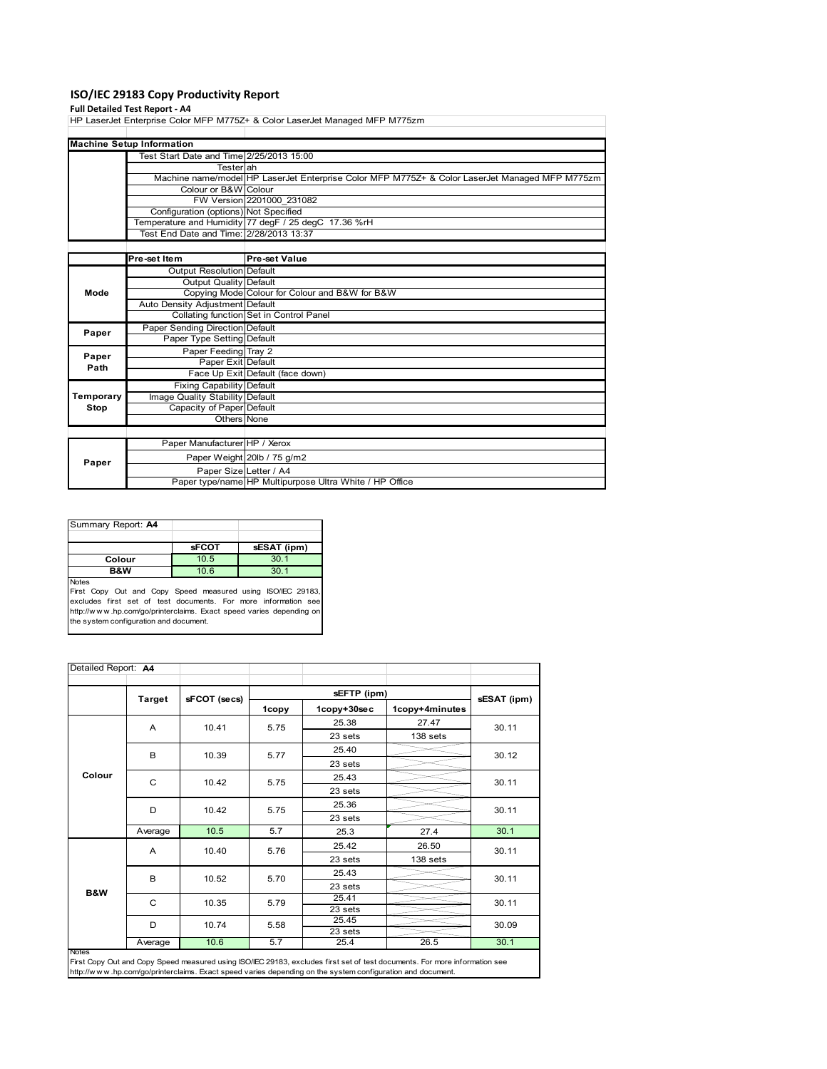# ISO/IEC 29183 Copy Productivity Report

**Full Detailed Test Report - A4**

HP LaserJet Enterprise Color MFP M775Z+ & Color LaserJet Managed MFP M775zm

| Machine Setup Information | | |
|---|---|---|
| | Test Start Date and Time | 2/25/2013 15:00 |
| | Tester | ah |
| | Machine name/model | HP LaserJet Enterprise Color MFP M775Z+ & Color LaserJet Managed MFP M775zm |
| | Colour or B&W | Colour |
| | FW Version | 2201000_231082 |
| | Configuration (options) | Not Specified |
| | Temperature and Humidity | 77 degF / 25 degC 17.36 %rH |
| | Test End Date and Time: | 2/28/2013 13:37 |

| | Pre-set Item | Pre-set Value |
|---|---|---|
| Mode | Output Resolution | Default |
| | Output Quality | Default |
| | Copying Mode | Colour for Colour and B&W for B&W |
| | Auto Density Adjustment | Default |
| | Collating function | Set in Control Panel |
| Paper | Paper Sending Direction | Default |
| | Paper Type Setting | Default |
| Paper Path | Paper Feeding | Tray 2 |
| | Paper Exit | Default |
| | Face Up Exit | Default (face down) |
| Temporary Stop | Fixing Capability | Default |
| | Image Quality Stability | Default |
| | Capacity of Paper | Default |
| | Others | None |

| | | |
|---|---|---|
| Paper | Paper Manufacturer | HP / Xerox |
| | Paper Weight | 20lb / 75 g/m2 |
| | Paper Size | Letter / A4 |
| | Paper type/name | HP Multipurpose Ultra White / HP Office |

Summary Report: **A4**

| | sFCOT | sESAT (ipm) |
|---|---|---|
| Colour | 10.5 | 30.1 |
| B&W | 10.6 | 30.1 |

Notes
First Copy Out and Copy Speed measured using ISO/IEC 29183, excludes first set of test documents. For more information see http://www.hp.com/go/printerclaims. Exact speed varies depending on the system configuration and document.

Detailed Report: **A4**

| | Target | sFCOT (secs) | sEFTP (ipm) | | | sESAT (ipm) |
|---|---|---|---|---|---|---|
| | | | 1copy | 1copy+30sec | 1copy+4minutes | |
| Colour | A | 10.41 | 5.75 | 25.38 | 27.47 | 30.11 |
| | | | | 23 sets | 138 sets | |
| | B | 10.39 | 5.77 | 25.40 | | 30.12 |
| | | | | 23 sets | | |
| | C | 10.42 | 5.75 | 25.43 | | 30.11 |
| | | | | 23 sets | | |
| | D | 10.42 | 5.75 | 25.36 | | 30.11 |
| | | | | 23 sets | | |
| | Average | 10.5 | 5.7 | 25.3 | 27.4 | 30.1 |
| B&W | A | 10.40 | 5.76 | 25.42 | 26.50 | 30.11 |
| | | | | 23 sets | 138 sets | |
| | B | 10.52 | 5.70 | 25.43 | | 30.11 |
| | | | | 23 sets | | |
| | C | 10.35 | 5.79 | 25.41 | | 30.11 |
| | | | | 23 sets | | |
| | D | 10.74 | 5.58 | 25.45 | | 30.09 |
| | | | | 23 sets | | |
| | Average | 10.6 | 5.7 | 25.4 | 26.5 | 30.1 |

Notes
First Copy Out and Copy Speed measured using ISO/IEC 29183, excludes first set of test documents. For more information see http://www.hp.com/go/printerclaims. Exact speed varies depending on the system configuration and document.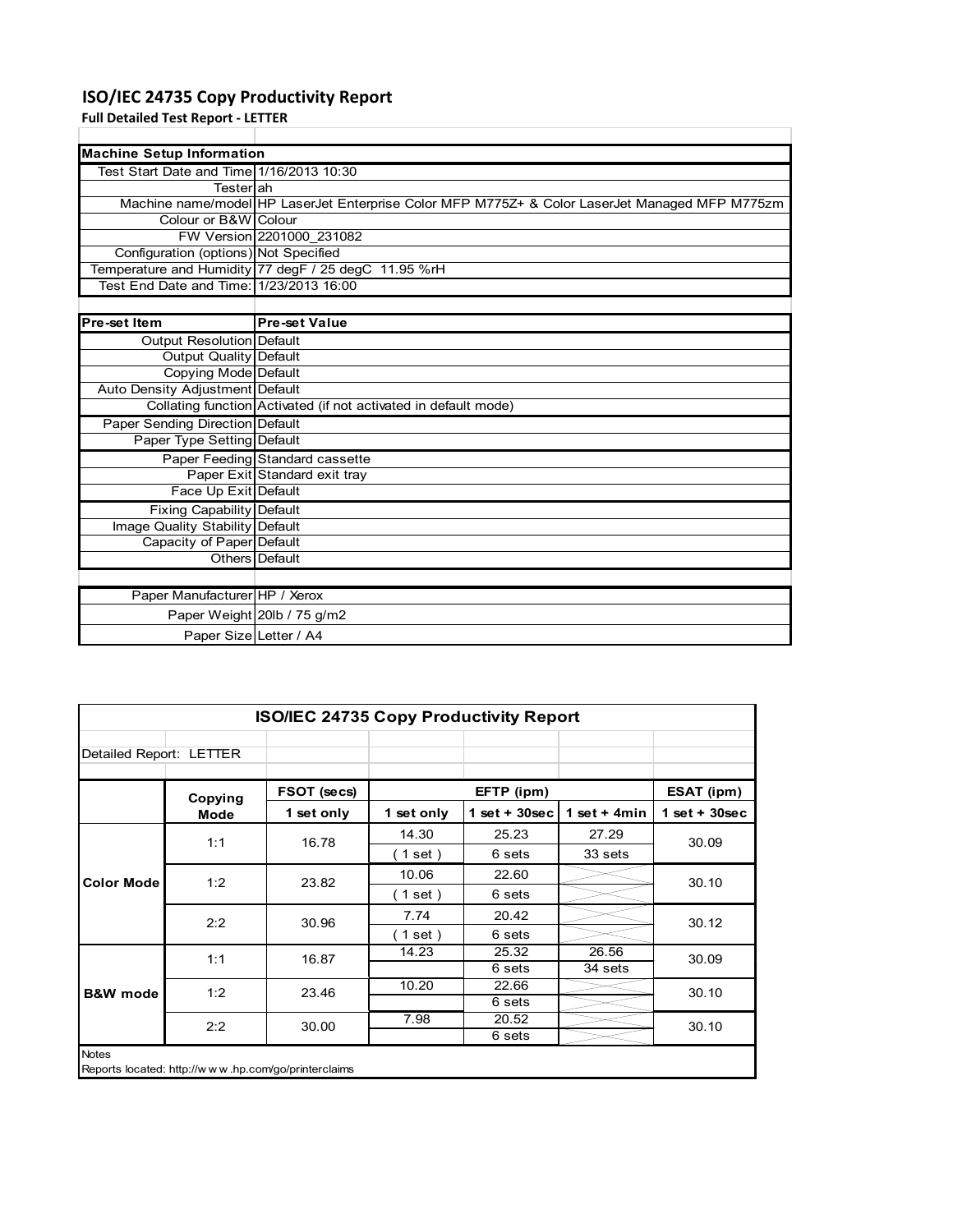# ISO/IEC 24735 Copy Productivity Report

**Full Detailed Test Report - LETTER**

| Machine Setup Information | |
|---|---|
| Test Start Date and Time | 1/16/2013 10:30 |
| Tester | ah |
| Machine name/model | HP LaserJet Enterprise Color MFP M775Z+ & Color LaserJet Managed MFP M775zm |
| Colour or B&W | Colour |
| FW Version | 2201000_231082 |
| Configuration (options) | Not Specified |
| Temperature and Humidity | 77 degF / 25 degC 11.95 %rH |
| Test End Date and Time: | 1/23/2013 16:00 |

| Pre-set Item | Pre-set Value |
|---|---|
| Output Resolution | Default |
| Output Quality | Default |
| Copying Mode | Default |
| Auto Density Adjustment | Default |
| Collating function | Activated (if not activated in default mode) |
| Paper Sending Direction | Default |
| Paper Type Setting | Default |
| Paper Feeding | Standard cassette |
| Paper Exit | Standard exit tray |
| Face Up Exit | Default |
| Fixing Capability | Default |
| Image Quality Stability | Default |
| Capacity of Paper | Default |
| Others | Default |

| | |
|---|---|
| Paper Manufacturer | HP / Xerox |
| Paper Weight | 20lb / 75 g/m2 |
| Paper Size | Letter / A4 |

**ISO/IEC 24735 Copy Productivity Report**

Detailed Report: LETTER

| | Copying Mode | FSOT (secs) | EFTP (ipm) | | | ESAT (ipm) |
|---|---|---|---|---|---|---|
| | | 1 set only | 1 set only | 1 set + 30sec | 1 set + 4min | 1 set + 30sec |
| Color Mode | 1:1 | 16.78 | 14.30 | 25.23 | 27.29 | 30.09 |
| | | | ( 1 set ) | 6 sets | 33 sets | |
| | 1:2 | 23.82 | 10.06 | 22.60 | | 30.10 |
| | | | ( 1 set ) | 6 sets | | |
| | 2:2 | 30.96 | 7.74 | 20.42 | | 30.12 |
| | | | ( 1 set ) | 6 sets | | |
| B&W mode | 1:1 | 16.87 | 14.23 | 25.32 | 26.56 | 30.09 |
| | | | | 6 sets | 34 sets | |
| | 1:2 | 23.46 | 10.20 | 22.66 | | 30.10 |
| | | | | 6 sets | | |
| | 2:2 | 30.00 | 7.98 | 20.52 | | 30.10 |
| | | | | 6 sets | | |

Notes

Reports located: http://www.hp.com/go/printerclaims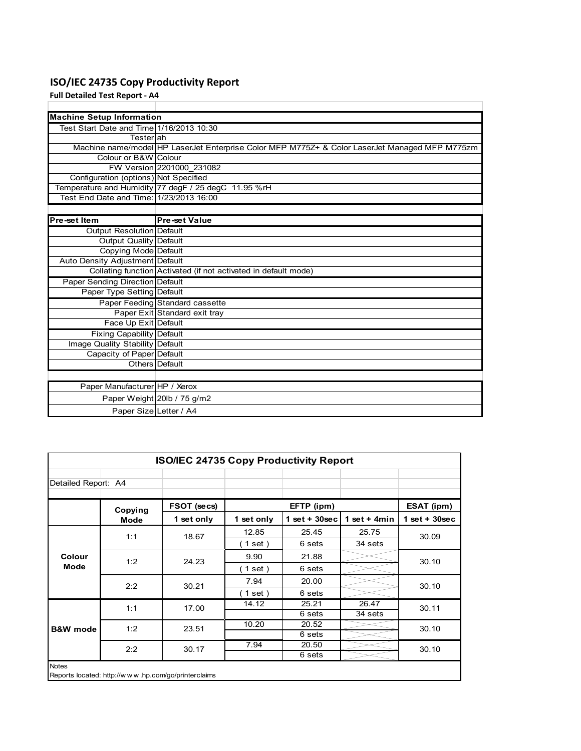## ISO/IEC 24735 Copy Productivity Report

**Full Detailed Test Report - A4**

| Machine Setup Information | |
|---|---|
| Test Start Date and Time | 1/16/2013 10:30 |
| Tester | ah |
| Machine name/model | HP LaserJet Enterprise Color MFP M775Z+ & Color LaserJet Managed MFP M775zm |
| Colour or B&W | Colour |
| FW Version | 2201000_231082 |
| Configuration (options) | Not Specified |
| Temperature and Humidity | 77 degF / 25 degC 11.95 %rH |
| Test End Date and Time: | 1/23/2013 16:00 |

| Pre-set Item | Pre-set Value |
|---|---|
| Output Resolution | Default |
| Output Quality | Default |
| Copying Mode | Default |
| Auto Density Adjustment | Default |
| Collating function | Activated (if not activated in default mode) |
| Paper Sending Direction | Default |
| Paper Type Setting | Default |
| Paper Feeding | Standard cassette |
| Paper Exit | Standard exit tray |
| Face Up Exit | Default |
| Fixing Capability | Default |
| Image Quality Stability | Default |
| Capacity of Paper | Default |
| Others | Default |

| | |
|---|---|
| Paper Manufacturer | HP / Xerox |
| Paper Weight | 20lb / 75 g/m2 |
| Paper Size | Letter / A4 |

### ISO/IEC 24735 Copy Productivity Report

Detailed Report: A4

| | Copying Mode | FSOT (secs) | EFTP (ipm) | | | ESAT (ipm) |
|---|---|---|---|---|---|---|
| | | 1 set only | 1 set only | 1 set + 30sec | 1 set + 4min | 1 set + 30sec |
| Colour Mode | 1:1 | 18.67 | 12.85 ( 1 set ) | 25.45 6 sets | 25.75 34 sets | 30.09 |
| | 1:2 | 24.23 | 9.90 ( 1 set ) | 21.88 6 sets | | 30.10 |
| | 2:2 | 30.21 | 7.94 ( 1 set ) | 20.00 6 sets | | 30.10 |
| B&W mode | 1:1 | 17.00 | 14.12 | 25.21 6 sets | 26.47 34 sets | 30.11 |
| | 1:2 | 23.51 | 10.20 | 20.52 6 sets | | 30.10 |
| | 2:2 | 30.17 | 7.94 | 20.50 6 sets | | 30.10 |

Notes

Reports located: http://w w w .hp.com/go/printerclaims